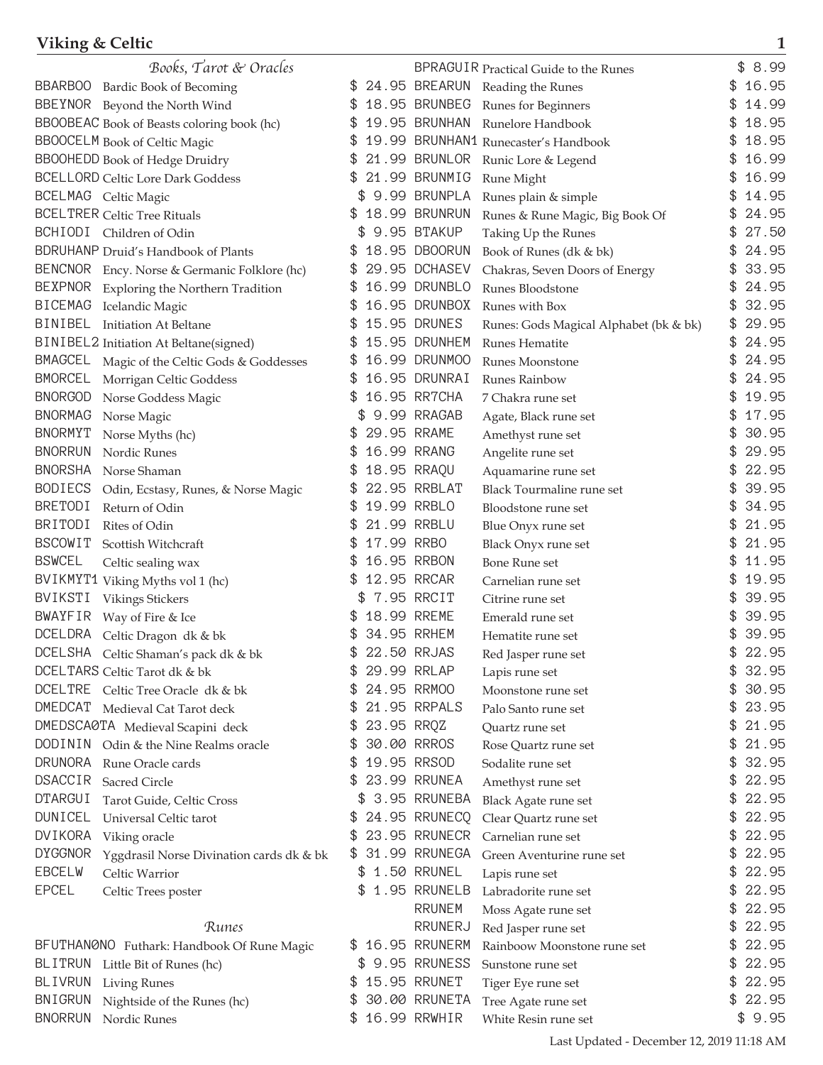# Viking & Celtic

## Books, Tarot & Oracles

| Code | Item | Price |
|---|---|---|
| BBARBOO | Bardic Book of Becoming | $ 24.95 |
| BBEYNOR | Beyond the North Wind | $ 18.95 |
| BBOOBEAC | Book of Beasts coloring book (hc) | $ 19.95 |
| BBOOCELM | Book of Celtic Magic | $ 19.99 |
| BBOOHEDD | Book of Hedge Druidry | $ 21.99 |
| BCELLORD | Celtic Lore Dark Goddess | $ 21.99 |
| BCELMAG | Celtic Magic | $ 9.99 |
| BCELTRER | Celtic Tree Rituals | $ 18.99 |
| BCHIODI | Children of Odin | $ 9.95 |
| BDRUHANP | Druid's Handbook of Plants | $ 18.95 |
| BENCNOR | Ency. Norse & Germanic Folklore (hc) | $ 29.95 |
| BEXPNOR | Exploring the Northern Tradition | $ 16.99 |
| BICEMAG | Icelandic Magic | $ 16.95 |
| BINIBEL | Initiation At Beltane | $ 15.95 |
| BINIBEL2 | Initiation At Beltane(signed) | $ 15.95 |
| BMAGCEL | Magic of the Celtic Gods & Goddesses | $ 16.99 |
| BMORCEL | Morrigan Celtic Goddess | $ 16.95 |
| BNORGOD | Norse Goddess Magic | $ 16.95 |
| BNORMAG | Norse Magic | $ 9.99 |
| BNORMYT | Norse Myths (hc) | $ 29.95 |
| BNORRUN | Nordic Runes | $ 16.99 |
| BNORSHA | Norse Shaman | $ 18.95 |
| BODIECS | Odin, Ecstasy, Runes, & Norse Magic | $ 22.95 |
| BRETODI | Return of Odin | $ 19.99 |
| BRITODI | Rites of Odin | $ 21.99 |
| BSCOWIT | Scottish Witchcraft | $ 17.99 |
| BSWCEL | Celtic sealing wax | $ 16.95 |
| BVIKMYT1 | Viking Myths vol 1 (hc) | $ 12.95 |
| BVIKSTI | Vikings Stickers | $ 7.95 |
| BWAYFIR | Way of Fire & Ice | $ 18.99 |
| DCELDRA | Celtic Dragon dk & bk | $ 34.95 |
| DCELSHA | Celtic Shaman's pack dk & bk | $ 22.50 |
| DCELTARS | Celtic Tarot dk & bk | $ 29.99 |
| DCELTRE | Celtic Tree Oracle dk & bk | $ 24.95 |
| DMEDCAT | Medieval Cat Tarot deck | $ 21.95 |
| DMEDSCA0TA | Medieval Scapini deck | $ 23.95 |
| DODININ | Odin & the Nine Realms oracle | $ 30.00 |
| DRUNORA | Rune Oracle cards | $ 19.95 |
| DSACCIR | Sacred Circle | $ 23.99 |
| DTARGUI | Tarot Guide, Celtic Cross | $ 3.95 |
| DUNICEL | Universal Celtic tarot | $ 24.95 |
| DVIKORA | Viking oracle | $ 23.95 |
| DYGGNOR | Yggdrasil Norse Divination cards dk & bk | $ 31.99 |
| EBCELW | Celtic Warrior | $ 1.50 |
| EPCEL | Celtic Trees poster | $ 1.95 |

## Runes

| Code | Item | Price |
|---|---|---|
| BFUTHAN0NO | Futhark: Handbook Of Rune Magic | $ 16.95 |
| BLITRUN | Little Bit of Runes (hc) | $ 9.95 |
| BLIVRUN | Living Runes | $ 15.95 |
| BNIGRUN | Nightside of the Runes (hc) | $ 30.00 |
| BNORRUN | Nordic Runes | $ 16.99 |
| BPRAGUIR | Practical Guide to the Runes | $ 8.99 |
| BREARUN | Reading the Runes | $ 16.95 |
| BRUNBEG | Runes for Beginners | $ 14.99 |
| BRUNHAN | Runelore Handbook | $ 18.95 |
| BRUNHAN1 | Runecaster's Handbook | $ 18.95 |
| BRUNLOR | Runic Lore & Legend | $ 16.99 |
| BRUNMIG | Rune Might | $ 16.99 |
| BRUNPLA | Runes plain & simple | $ 14.95 |
| BRUNRUN | Runes & Rune Magic, Big Book Of | $ 24.95 |
| BTAKUP | Taking Up the Runes | $ 27.50 |
| DBOORUN | Book of Runes (dk & bk) | $ 24.95 |
| DCHASEV | Chakras, Seven Doors of Energy | $ 33.95 |
| DRUNBLO | Runes Bloodstone | $ 24.95 |
| DRUNBOX | Runes with Box | $ 32.95 |
| DRUNES | Runes: Gods Magical Alphabet (bk & dk) | $ 29.95 |
| DRUNHEM | Runes Hematite | $ 24.95 |
| DRUNMOO | Runes Moonstone | $ 24.95 |
| DRUNRAI | Runes Rainbow | $ 24.95 |
| RR7CHA | 7 Chakra rune set | $ 19.95 |
| RRAGAB | Agate, Black rune set | $ 17.95 |
| RRAME | Amethyst rune set | $ 30.95 |
| RRANG | Angelite rune set | $ 29.95 |
| RRAQU | Aquamarine rune set | $ 22.95 |
| RRBLAT | Black Tourmaline rune set | $ 39.95 |
| RRBLO | Bloodstone rune set | $ 34.95 |
| RRBLU | Blue Onyx rune set | $ 21.95 |
| RRBO | Black Onyx rune set | $ 21.95 |
| RRBON | Bone Rune set | $ 11.95 |
| RRCAR | Carnelian rune set | $ 19.95 |
| RRCIT | Citrine rune set | $ 39.95 |
| RREME | Emerald rune set | $ 39.95 |
| RRHEM | Hematite rune set | $ 39.95 |
| RRJAS | Red Jasper rune set | $ 22.95 |
| RRLAP | Lapis rune set | $ 32.95 |
| RRMOO | Moonstone rune set | $ 30.95 |
| RRPALS | Palo Santo rune set | $ 23.95 |
| RRQZ | Quartz rune set | $ 21.95 |
| RRROS | Rose Quartz rune set | $ 21.95 |
| RRSOD | Sodalite rune set | $ 32.95 |
| RRUNEA | Amethyst rune set | $ 22.95 |
| RRUNEBA | Black Agate rune set | $ 22.95 |
| RRUNECQ | Clear Quartz rune set | $ 22.95 |
| RRUNECR | Carnelian rune set | $ 22.95 |
| RRUNEGA | Green Aventurine rune set | $ 22.95 |
| RRUNEL | Lapis rune set | $ 22.95 |
| RRUNELB | Labradorite rune set | $ 22.95 |
| RRUNEM | Moss Agate rune set | $ 22.95 |
| RRUNERJ | Red Jasper rune set | $ 22.95 |
| RRUNERM | Rainboow Moonstone rune set | $ 22.95 |
| RRUNESS | Sunstone rune set | $ 22.95 |
| RRUNET | Tiger Eye rune set | $ 22.95 |
| RRUNETA | Tree Agate rune set | $ 22.95 |
| RRWHIR | White Resin rune set | $ 9.95 |

Last Updated - December 12, 2019 11:18 AM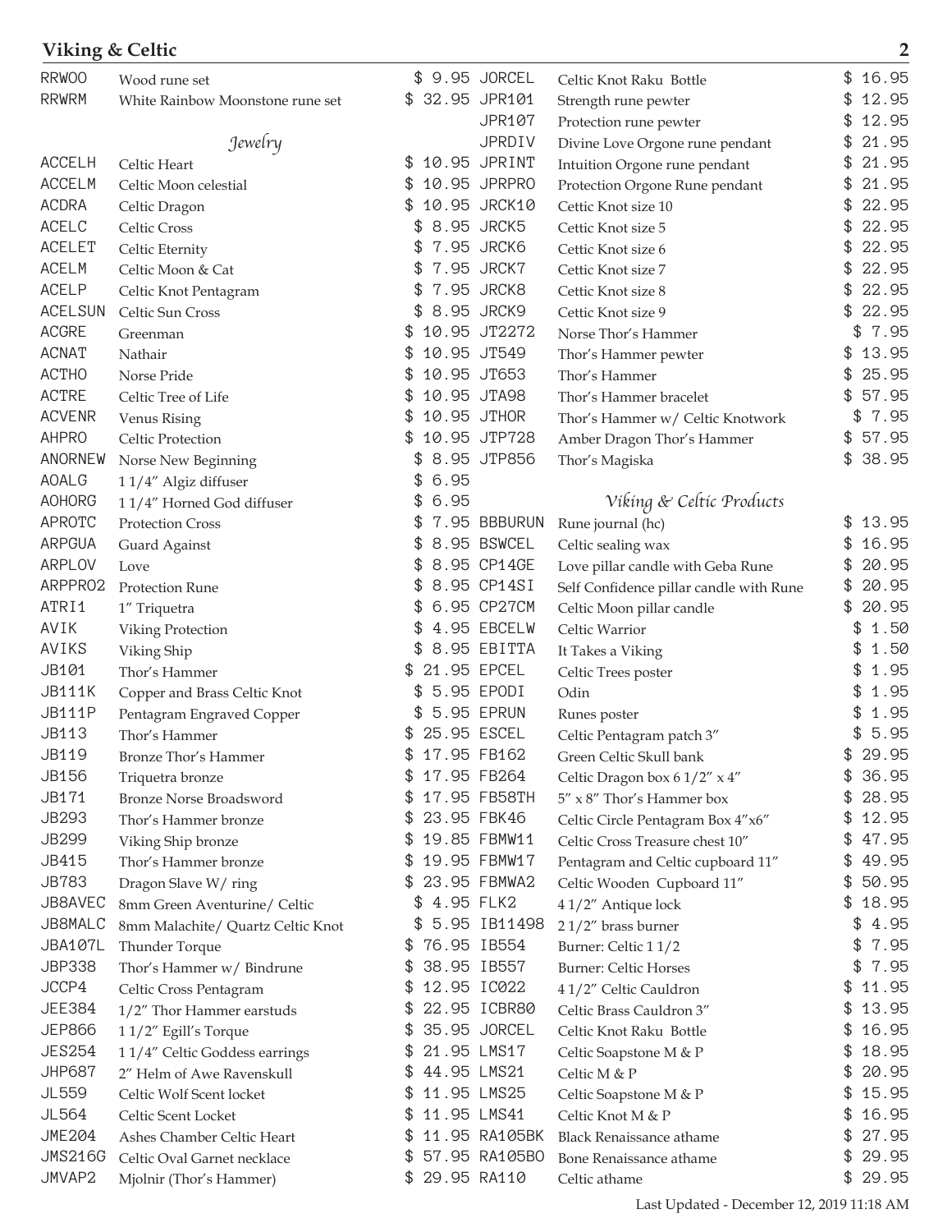## Viking & Celtic

| Code | Item | Price |
|---|---|---|
| RRWOO | Wood rune set | $ 9.95 |
| RRWRM | White Rainbow Moonstone rune set | $ 32.95 |

*Jewelry*

| Code | Item | Price |
|---|---|---|
| ACCELH | Celtic Heart | $ 10.95 |
| ACCELM | Celtic Moon celestial | $ 10.95 |
| ACDRA | Celtic Dragon | $ 10.95 |
| ACELC | Celtic Cross | $ 8.95 |
| ACELET | Celtic Eternity | $ 7.95 |
| ACELM | Celtic Moon & Cat | $ 7.95 |
| ACELP | Celtic Knot Pentagram | $ 7.95 |
| ACELSUN | Celtic Sun Cross | $ 8.95 |
| ACGRE | Greenman | $ 10.95 |
| ACNAT | Nathair | $ 10.95 |
| ACTHO | Norse Pride | $ 10.95 |
| ACTRE | Celtic Tree of Life | $ 10.95 |
| ACVENR | Venus Rising | $ 10.95 |
| AHPRO | Celtic Protection | $ 10.95 |
| ANORNEW | Norse New Beginning | $ 8.95 |
| AOALG | 1 1/4" Algiz diffuser | $ 6.95 |
| AOHORG | 1 1/4" Horned God diffuser | $ 6.95 |
| APROTC | Protection Cross | $ 7.95 |
| ARPGUA | Guard Against | $ 8.95 |
| ARPLOV | Love | $ 8.95 |
| ARPPRO2 | Protection Rune | $ 8.95 |
| ATRI1 | 1" Triquetra | $ 6.95 |
| AVIK | Viking Protection | $ 4.95 |
| AVIKS | Viking Ship | $ 8.95 |
| JB101 | Thor's Hammer | $ 21.95 |
| JB111K | Copper and Brass Celtic Knot | $ 5.95 |
| JB111P | Pentagram Engraved Copper | $ 5.95 |
| JB113 | Thor's Hammer | $ 25.95 |
| JB119 | Bronze Thor's Hammer | $ 17.95 |
| JB156 | Triquetra bronze | $ 17.95 |
| JB171 | Bronze Norse Broadsword | $ 17.95 |
| JB293 | Thor's Hammer bronze | $ 23.95 |
| JB299 | Viking Ship bronze | $ 19.85 |
| JB415 | Thor's Hammer bronze | $ 19.95 |
| JB783 | Dragon Slave W/ ring | $ 23.95 |
| JB8AVEC | 8mm Green Aventurine/ Celtic | $ 4.95 |
| JB8MALC | 8mm Malachite/ Quartz Celtic Knot | $ 5.95 |
| JBA107L | Thunder Torque | $ 76.95 |
| JBP338 | Thor's Hammer w/ Bindrune | $ 38.95 |
| JCCP4 | Celtic Cross Pentagram | $ 12.95 |
| JEE384 | 1/2" Thor Hammer earstuds | $ 22.95 |
| JEP866 | 1 1/2" Egill's Torque | $ 35.95 |
| JES254 | 1 1/4" Celtic Goddess earrings | $ 21.95 |
| JHP687 | 2" Helm of Awe Ravenskull | $ 44.95 |
| JL559 | Celtic Wolf Scent locket | $ 11.95 |
| JL564 | Celtic Scent Locket | $ 11.95 |
| JME204 | Ashes Chamber Celtic Heart | $ 11.95 |
| JMS216G | Celtic Oval Garnet necklace | $ 57.95 |
| JMVAP2 | Mjolnir (Thor's Hammer) | $ 29.95 |
| JORCEL | Celtic Knot Raku Bottle | $ 16.95 |
| JPR101 | Strength rune pewter | $ 12.95 |
| JPR107 | Protection rune pewter | $ 12.95 |
| JPRDIV | Divine Love Orgone rune pendant | $ 21.95 |
| JPRINT | Intuition Orgone rune pendant | $ 21.95 |
| JPRPRO | Protection Orgone Rune pendant | $ 21.95 |
| JRCK10 | Cettic Knot size 10 | $ 22.95 |
| JRCK5 | Cettic Knot size 5 | $ 22.95 |
| JRCK6 | Cettic Knot size 6 | $ 22.95 |
| JRCK7 | Cettic Knot size 7 | $ 22.95 |
| JRCK8 | Cettic Knot size 8 | $ 22.95 |
| JRCK9 | Cettic Knot size 9 | $ 22.95 |
| JT2272 | Norse Thor's Hammer | $ 7.95 |
| JT549 | Thor's Hammer pewter | $ 13.95 |
| JT653 | Thor's Hammer | $ 25.95 |
| JTA98 | Thor's Hammer bracelet | $ 57.95 |
| JTHOR | Thor's Hammer w/ Celtic Knotwork | $ 7.95 |
| JTP728 | Amber Dragon Thor's Hammer | $ 57.95 |
| JTP856 | Thor's Magiska | $ 38.95 |

*Viking & Celtic Products*

| Code | Item | Price |
|---|---|---|
| BBBURUN | Rune journal (hc) | $ 13.95 |
| BSWCEL | Celtic sealing wax | $ 16.95 |
| CP14GE | Love pillar candle with Geba Rune | $ 20.95 |
| CP14SI | Self Confidence pillar candle with Rune | $ 20.95 |
| CP27CM | Celtic Moon pillar candle | $ 20.95 |
| EBCELW | Celtic Warrior | $ 1.50 |
| EBITTA | It Takes a Viking | $ 1.50 |
| EPCEL | Celtic Trees poster | $ 1.95 |
| EPODI | Odin | $ 1.95 |
| EPRUN | Runes poster | $ 1.95 |
| ESCEL | Celtic Pentagram patch 3" | $ 5.95 |
| FB162 | Green Celtic Skull bank | $ 29.95 |
| FB264 | Celtic Dragon box 6 1/2" x 4" | $ 36.95 |
| FB58TH | 5" x 8" Thor's Hammer box | $ 28.95 |
| FBK46 | Celtic Circle Pentagram Box 4"x6" | $ 12.95 |
| FBMW11 | Celtic Cross Treasure chest 10" | $ 47.95 |
| FBMW17 | Pentagram and Celtic cupboard 11" | $ 49.95 |
| FBMWA2 | Celtic Wooden Cupboard 11" | $ 50.95 |
| FLK2 | 4 1/2" Antique lock | $ 18.95 |
| IB11498 | 2 1/2" brass burner | $ 4.95 |
| IB554 | Burner: Celtic 1 1/2 | $ 7.95 |
| IB557 | Burner: Celtic Horses | $ 7.95 |
| IC022 | 4 1/2" Celtic Cauldron | $ 11.95 |
| ICBR80 | Celtic Brass Cauldron 3" | $ 13.95 |
| JORCEL | Celtic Knot Raku Bottle | $ 16.95 |
| LMS17 | Celtic Soapstone M & P | $ 18.95 |
| LMS21 | Celtic M & P | $ 20.95 |
| LMS25 | Celtic Soapstone M & P | $ 15.95 |
| LMS41 | Celtic Knot M & P | $ 16.95 |
| RA105BK | Black Renaissance athame | $ 27.95 |
| RA105BO | Bone Renaissance athame | $ 29.95 |
| RA110 | Celtic athame | $ 29.95 |

Last Updated - December 12, 2019 11:18 AM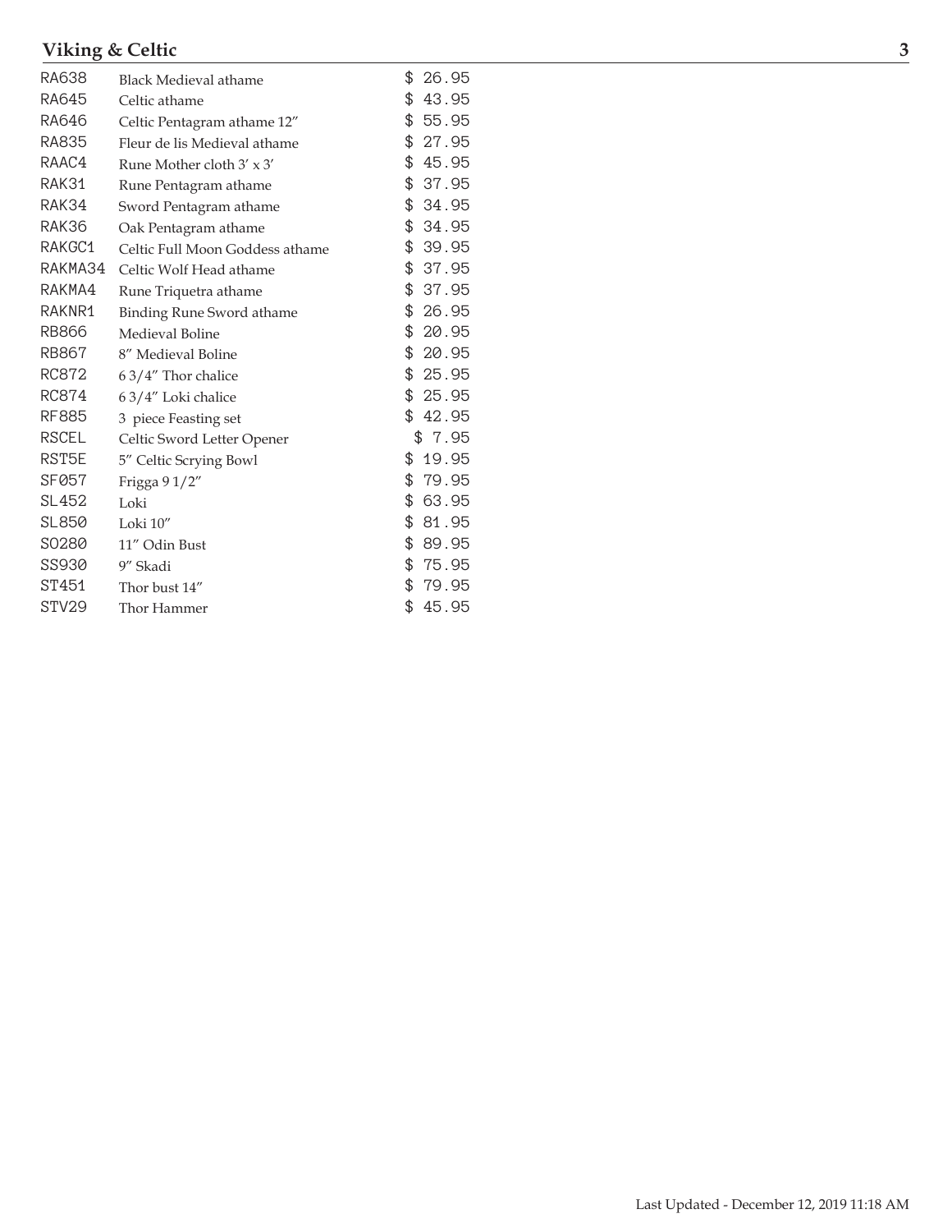## Viking & Celtic

| | | |
|---|---|---|
| RA638 | Black Medieval athame | $ 26.95 |
| RA645 | Celtic athame | $ 43.95 |
| RA646 | Celtic Pentagram athame 12″ | $ 55.95 |
| RA835 | Fleur de lis Medieval athame | $ 27.95 |
| RAAC4 | Rune Mother cloth 3′ x 3′ | $ 45.95 |
| RAK31 | Rune Pentagram athame | $ 37.95 |
| RAK34 | Sword Pentagram athame | $ 34.95 |
| RAK36 | Oak Pentagram athame | $ 34.95 |
| RAKGC1 | Celtic Full Moon Goddess athame | $ 39.95 |
| RAKMA34 | Celtic Wolf Head athame | $ 37.95 |
| RAKMA4 | Rune Triquetra athame | $ 37.95 |
| RAKNR1 | Binding Rune Sword athame | $ 26.95 |
| RB866 | Medieval Boline | $ 20.95 |
| RB867 | 8″ Medieval Boline | $ 20.95 |
| RC872 | 6 3/4″ Thor chalice | $ 25.95 |
| RC874 | 6 3/4″ Loki chalice | $ 25.95 |
| RF885 | 3 piece Feasting set | $ 42.95 |
| RSCEL | Celtic Sword Letter Opener | $ 7.95 |
| RST5E | 5″ Celtic Scrying Bowl | $ 19.95 |
| SF057 | Frigga 9 1/2″ | $ 79.95 |
| SL452 | Loki | $ 63.95 |
| SL850 | Loki 10″ | $ 81.95 |
| SO280 | 11″ Odin Bust | $ 89.95 |
| SS930 | 9″ Skadi | $ 75.95 |
| ST451 | Thor bust 14″ | $ 79.95 |
| STV29 | Thor Hammer | $ 45.95 |